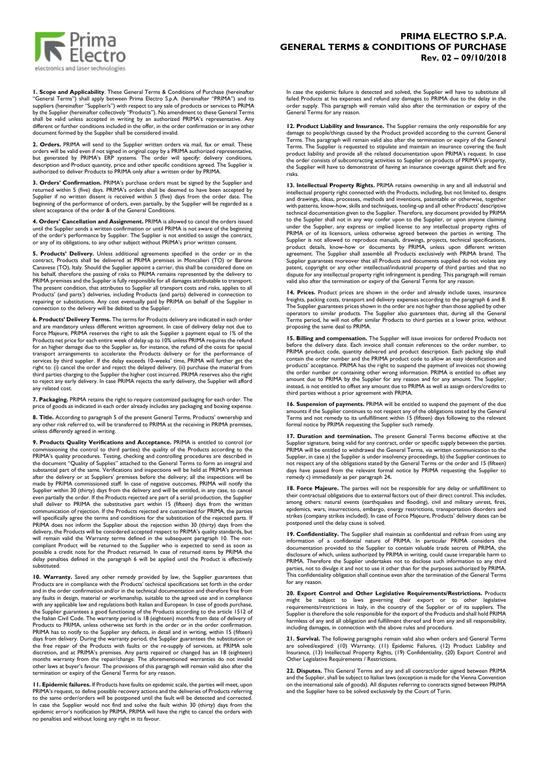# PRIMA ELECTRO S.P.A. GENERAL TERMS & CONDITIONS OF PURCHASE Rev. 02 – 09/10/2018

**1. Scope and Applicability**. These General Terms & Conditions of Purchase (hereinafter "General Terms") shall apply between Prima Electro S.p.A. (hereinafter "PRIMA") and its suppliers (hereinafter "Supplier/s") with respect to any sale of products or services to PRIMA by the Supplier (hereinafter collectively "Products"). No amendment to these General Terms shall be valid unless accepted in writing by an authorized PRIMA's representative. Any different or further conditions included in the offer, in the order confirmation or in any other document formed by the Supplier shall be considered invalid.

**2. Orders.** PRIMA will send to the Supplier written orders via mail, fax or email. These orders will be valid even if not signed in original copy by a PRIMA authorized representative, but generated by PRIMA's ERP systems. The order will specify: delivery conditions, description and Product quantity, price and other specific conditions agreed. The Supplier is authorized to deliver Products to PRIMA only after a written order by PRIMA.

**3. Orders' Confirmation.** PRIMA's purchase orders must be signed by the Supplier and returned within 5 (five) days. PRIMA's orders shall be deemed to have been accepted by Supplier if no written dissent is received within 5 (five) days from the order date. The beginning of the performance of orders, even partially, by the Supplier will be regarded as a silent acceptance of the order & of the General Conditions.

**4. Orders' Cancellation and Assignment.** PRIMA is allowed to cancel the orders issued until the Supplier sends a written confirmation or until PRIMA is not aware of the beginning of the order's performance by Supplier. The Supplier is not entitled to assign the contract, or any of its obligations, to any other subject without PRIMA's prior written consent.

**5. Products' Delivery.** Unless additional agreements specified in the order or in the contract, Products shall be delivered at PRIMA premises in Moncalieri (TO) or Barone Canavese (TO), Italy. Should the Supplier appoint a carrier, this shall be considered done on his behalf, therefore the passing of risks to PRIMA remains represented by the delivery to PRIMA premises and the Supplier is fully responsible for all damages attributable to transport. The present condition, that attributes to Supplier all transport costs and risks, applies to all Products' (and parts') deliveries, including Products (and parts) delivered in connection to repairing or substitutions. Any cost eventually paid by PRIMA on behalf of the Supplier in connection to the delivery will be debited to the Supplier.

**6. Products' Delivery Terms.** The terms for Products delivery are indicated in each order and are mandatory unless different written agreement. In case of delivery delay not due to Force Majeure, PRIMA reserves the right to ask the Supplier a payment equal to 1% of the Products net price for each entire week of delay up to 10% unless PRIMA requires the refund for an higher damage due to the Supplier as, for instance, the refund of the costs for special transport arrangements to accelerate the Products delivery or for the performance of services by third supplier. If the delay exceeds 10-weeks' time, PRIMA will further get the right to: (i) cancel the order and reject the delayed delivery, (ii) purchase the material from third parties charging to the Supplier the higher cost incurred. PRIMA reserves also the right to reject any early delivery. In case PRIMA rejects the early delivery, the Supplier will afford any related cost.

**7. Packaging.** PRIMA retains the right to require customized packaging for each order. The price of goods as indicated in each order already includes any packaging and boxing expense.

**8. Title.** According to paragraph 5 of the present General Terms, Products' ownership and any other risk referred to, will be transferred to PRIMA at the receiving in PRIMA premises, unless differently agreed in writing.

**9. Products Quality Verifications and Acceptance.** PRIMA is entitled to control (or commissioning the control to third parties) the quality of the Products according to the PRIMA's quality procedures. Testing, checking and controlling procedures are described in the document "Quality of Supplies" attached to the General Terms to form an integral and substantial part of the same. Verifications and inspections will be held at PRIMA's premises after the delivery or at Suppliers' premises before the delivery; all the inspections will be made by PRIMA commissioned staff. In case of negative outcomes, PRIMA will notify the Supplier within 30 (thirty) days from the delivery and will be entitled, in any case, to cancel even partially the order. If the Products rejected are part of a serial production, the Supplier shall deliver to PRIMA the substitutive part within 15 (fifteen) days from the written communication of rejection. If the Products rejected are customized for PRIMA, the parties will specifically agree the terms and conditions for the substitution of the rejected parts. If PRIMA does not inform the Supplier about the rejection within 30 (thirty) days from the delivery, the Products will be considered accepted respect to PRIMA's quality standards, but will remain valid the Warranty terms defined in the subsequent paragraph 10. The not-compliant Product will be returned to the Supplier who is expected to send as soon as possible a credit note for the Product returned. In case of returned items by PRIMA the delay penalties defined in the paragraph 6 will be applied until the Product is effectively substituted.

**10. Warranty.** Saved any other remedy provided by law, the Supplier guarantees that Products are in compliance with the Products' technical specifications set forth in the order and in the order confirmation and/or in the technical documentation and therefore free from any faults in design, material or workmanship, suitable to the agreed use and in compliance with any applicable law and regulations both Italian and European. In case of goods purchase, the Supplier guarantees a good functioning of the Products according to the article 1512 of the Italian Civil Code. The warranty period is 18 (eighteen) months from date of delivery of Products to PRIMA, unless otherwise set forth in the order or in the order confirmation. PRIMA has to notify to the Supplier any defects, in detail and in writing, within 15 (fifteen) days from delivery. During the warranty period, the Supplier guarantees the substitution or the free repair of the Products with faults or the re-supply of services, at PRIMA sole discretion, and at PRIMA's premises. Any parts repaired or changed has an 18 (eighteen) months warranty from the repair/change. The aforementioned warranties do not invalid other laws at buyer's favour. The provisions of this paragraph will remain valid also after the termination or expiry of the General Terms for any reason.

**11. Epidemic failures.** If Products have faults on epidemic scale, the parties will meet, upon PRIMA's request, to define possible recovery actions and the deliveries of Products referring to the same order/orders will be postponed until the fault will be detected and corrected. In case the Supplier would not find and solve the fault within 30 (thirty) days from the epidemic error's notification by PRIMA, PRIMA will have the right to cancel the orders with no penalties and without losing any right in its favour.

In case the epidemic failure is detected and solved, the Supplier will have to substitute all failed Products at his expenses and refund any damages to PRIMA due to the delay in the order supply. This paragraph will remain valid also after the termination or expiry of the General Terms for any reason.

**12. Product Liability and Insurance.** The Supplier remains the only responsible for any damage to people/things caused by the Product provided according to the current General Terms. This paragraph will remain valid also after the termination or expiry of the General Terms. The Supplier is requested to stipulate and maintain an insurance covering the fault product liability and provide all the related documentation upon PRIMA's request. In case the order consists of subcontracting activities to Supplier on products of PRIMA's property, the Supplier will have to demonstrate of having an insurance coverage against theft and fire risks.

**13. Intellectual Property Rights.** PRIMA retains ownership in any and all industrial and intellectual property right connected with the Products, including, but not limited to, designs and drawings, ideas, processes, methods and inventions, patentable or otherwise, together with patterns, know-how, skills and techniques, tooling-up and all other Products' descriptive technical documentation given to the Supplier. Therefore, any document provided by PRIMA to the Supplier shall not in any way confer upon to the Supplier, or upon anyone claiming under the Supplier, any express or implied license to any intellectual property rights of PRIMA or of its licensors, unless otherwise agreed between the parties in writing. The Supplier is not allowed to reproduce manuals, drawings, projects, technical specifications, product details, know-how or documents by PRIMA, unless upon different written agreement. The Supplier shall assemble all Products exclusively with PRIMA brand. The Supplier guarantees moreover that all Products and documents supplied do not violate any patent, copyright or any other intellectual/industrial property of third parties and that no dispute for any intellectual property right infringement is pending. This paragraph will remain valid also after the termination or expiry of the General Terms for any reason.

**14. Prices.** Product prices are shown in the order and already include taxes, insurance freights, packing costs, transport and delivery expenses according to the paragraph 6 and 8. The Supplier guarantees prices shown in the order are not higher than those applied by other operators to similar products. The Supplier also guarantees that, during all the General Terms period, he will not offer similar Products to third parties at a lower price, without proposing the same deal to PRIMA.

**15. Billing and compensation.** The Supplier will issue invoices for ordered Products not before the delivery date. Each invoice shall contain references to the order number, to PRIMA product code, quantity delivered and product description. Each packing slip shall contain the order number and the PRIMA product code to allow an easy identification and products' acceptance. PRIMA has the right to suspend the payment of invoices not showing the order number or containing other wrong information. PRIMA is entitled to offset any amount due to PRIMA by the Supplier for any reason and for any amount. The Supplier, instead, is not entitled to offset any amount due to PRIMA as well as assign orders/credits to third parties without a prior agreement with PRIMA.

**16. Suspension of payments.** PRIMA will be entitled to suspend the payment of the due amounts if the Supplier continues to not respect any of the obligations stated by the General Terms and not remedy to its unfulfillment within 15 (fifteen) days following to the relevant formal notice by PRIMA requesting the Supplier such remedy.

**17. Duration and termination.** The present General Terms become effective at the Supplier signature, being valid for any contract, order or specific supply between the parties. PRIMA will be entitled to withdrawal the General Terms, via written communication to the Supplier, in case a) the Supplier is under insolvency proceedings, b) the Supplier continues to not respect any of the obligations stated by the General Terms or the order and 15 (fifteen) days have passed from the relevant formal notice by PRIMA requesting the Supplier to remedy c) immediately as per paragraph 24**.**

**18. Force Majeure.** The parties will not be responsible for any delay or unfulfillment to their contractual obligations due to external factors out of their direct control. This includes, among others: natural events (earthquakes and flooding), civil and military unrest, fires, epidemics, wars, insurrections, embargo, energy restrictions, transportation disorders and strikes (company strikes included). In case of Force Majeure, Products' delivery dates can be postponed until the delay cause is solved.

**19. Confidentiality.** The Supplier shall maintain as confidential and refrain from using any information of a confidential nature of PRIMA. In particular PRIMA considers the documentation provided to the Supplier to contain valuable trade secrets of PRIMA, the disclosure of which, unless authorized by PRIMA in writing, could cause irreparable harm to PRIMA. Therefore the Supplier undertakes not to disclose such information to any third parties, not to divulge it and not to use it other than for the purposes authorized by PRIMA. This confidentiality obligation shall continue even after the termination of the General Terms for any reason.

**20. Export Control and Other Legislative Requirements/Restrictions.** Products might be subject to laws governing their export or to other legislative requirements/restrictions in Italy, in the country of the Supplier or of its suppliers. The Supplier is therefore the sole responsible for the export of the Products and shall hold PRIMA harmless of any and all obligation and fulfillment thereof and from any and all responsibility, including damages, in connection with the above rules and procedure.

**21. Survival.** The following paragraphs remain valid also when orders and General Terms are solved/expired: (10) Warranty, (11) Epidemic Failures, (12) Product Liability and Insurance, (13) Intellectual Property Rights, (19) Confidentiality, (20) Export Control and Other Legislative Requirements / Restrictions.

**22. Disputes.** This General Terms and any and all contract/order signed between PRIMA and the Supplier, shall be subject to Italian laws (exception is made for the Vienna Convention on the international sale of goods). All disputes referring to contracts signed between PRIMA and the Supplier have to be solved exclusively by the Court of Turin.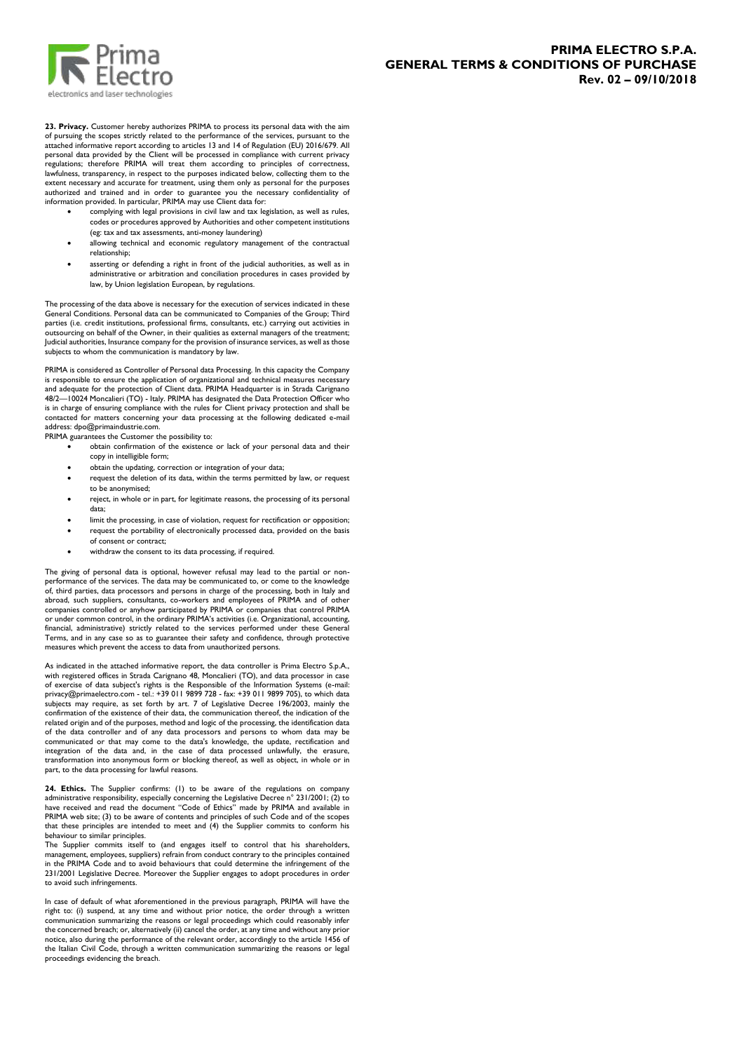**23. Privacy.** Customer hereby authorizes PRIMA to process its personal data with the aim of pursuing the scopes strictly related to the performance of the services, pursuant to the attached informative report according to articles 13 and 14 of Regulation (EU) 2016/679. All personal data provided by the Client will be processed in compliance with current privacy regulations; therefore PRIMA will treat them according to principles of correctness, lawfulness, transparency, in respect to the purposes indicated below, collecting them to the extent necessary and accurate for treatment, using them only as personal for the purposes authorized and trained and in order to guarantee you the necessary confidentiality of information provided. In particular, PRIMA may use Client data for:

- complying with legal provisions in civil law and tax legislation, as well as rules, codes or procedures approved by Authorities and other competent institutions (eg: tax and tax assessments, anti-money laundering)
- allowing technical and economic regulatory management of the contractual relationship;
- asserting or defending a right in front of the judicial authorities, as well as in administrative or arbitration and conciliation procedures in cases provided by law, by Union legislation European, by regulations.

The processing of the data above is necessary for the execution of services indicated in these General Conditions. Personal data can be communicated to Companies of the Group; Third parties (i.e. credit institutions, professional firms, consultants, etc.) carrying out activities in outsourcing on behalf of the Owner, in their qualities as external managers of the treatment; Judicial authorities, Insurance company for the provision of insurance services, as well as those subjects to whom the communication is mandatory by law.

PRIMA is considered as Controller of Personal data Processing. In this capacity the Company is responsible to ensure the application of organizational and technical measures necessary and adequate for the protection of Client data. PRIMA Headquarter is in Strada Carignano 48/2—10024 Moncalieri (TO) - Italy. PRIMA has designated the Data Protection Officer who is in charge of ensuring compliance with the rules for Client privacy protection and shall be contacted for matters concerning your data processing at the following dedicated e-mail address: dpo@primaindustrie.com.

PRIMA guarantees the Customer the possibility to:

- obtain confirmation of the existence or lack of your personal data and their copy in intelligible form;
- obtain the updating, correction or integration of your data;
- request the deletion of its data, within the terms permitted by law, or request to be anonymised;
- reject, in whole or in part, for legitimate reasons, the processing of its personal data;
- limit the processing, in case of violation, request for rectification or opposition;
- request the portability of electronically processed data, provided on the basis of consent or contract;
- withdraw the consent to its data processing, if required.

The giving of personal data is optional, however refusal may lead to the partial or non-performance of the services. The data may be communicated to, or come to the knowledge of, third parties, data processors and persons in charge of the processing, both in Italy and abroad, such suppliers, consultants, co-workers and employees of PRIMA and of other companies controlled or anyhow participated by PRIMA or companies that control PRIMA or under common control, in the ordinary PRIMA's activities (i.e. Organizational, accounting, financial, administrative) strictly related to the services performed under these General Terms, and in any case so as to guarantee their safety and confidence, through protective measures which prevent the access to data from unauthorized persons.

As indicated in the attached informative report, the data controller is Prima Electro S.p.A., with registered offices in Strada Carignano 48, Moncalieri (TO), and data processor in case of exercise of data subject's rights is the Responsible of the Information Systems (e-mail: privacy@primaelectro.com - tel.: +39 011 9899 728 - fax: +39 011 9899 705), to which data subjects may require, as set forth by art. 7 of Legislative Decree 196/2003, mainly the confirmation of the existence of their data, the communication thereof, the indication of the related origin and of the purposes, method and logic of the processing, the identification data of the data controller and of any data processors and persons to whom data may be communicated or that may come to the data's knowledge, the update, rectification and integration of the data and, in the case of data processed unlawfully, the erasure, transformation into anonymous form or blocking thereof, as well as object, in whole or in part, to the data processing for lawful reasons.

**24. Ethics.** The Supplier confirms: (1) to be aware of the regulations on company administrative responsibility, especially concerning the Legislative Decree n° 231/2001; (2) to have received and read the document "Code of Ethics" made by PRIMA and available in PRIMA web site; (3) to be aware of contents and principles of such Code and of the scopes that these principles are intended to meet and (4) the Supplier commits to conform his behaviour to similar principles.

The Supplier commits itself to (and engages itself to control that his shareholders, management, employees, suppliers) refrain from conduct contrary to the principles contained in the PRIMA Code and to avoid behaviours that could determine the infringement of the 231/2001 Legislative Decree. Moreover the Supplier engages to adopt procedures in order to avoid such infringements.

In case of default of what aforementioned in the previous paragraph, PRIMA will have the right to: (i) suspend, at any time and without prior notice, the order through a written communication summarizing the reasons or legal proceedings which could reasonably infer the concerned breach; or, alternatively (ii) cancel the order, at any time and without any prior notice, also during the performance of the relevant order, accordingly to the article 1456 of the Italian Civil Code, through a written communication summarizing the reasons or legal proceedings evidencing the breach.